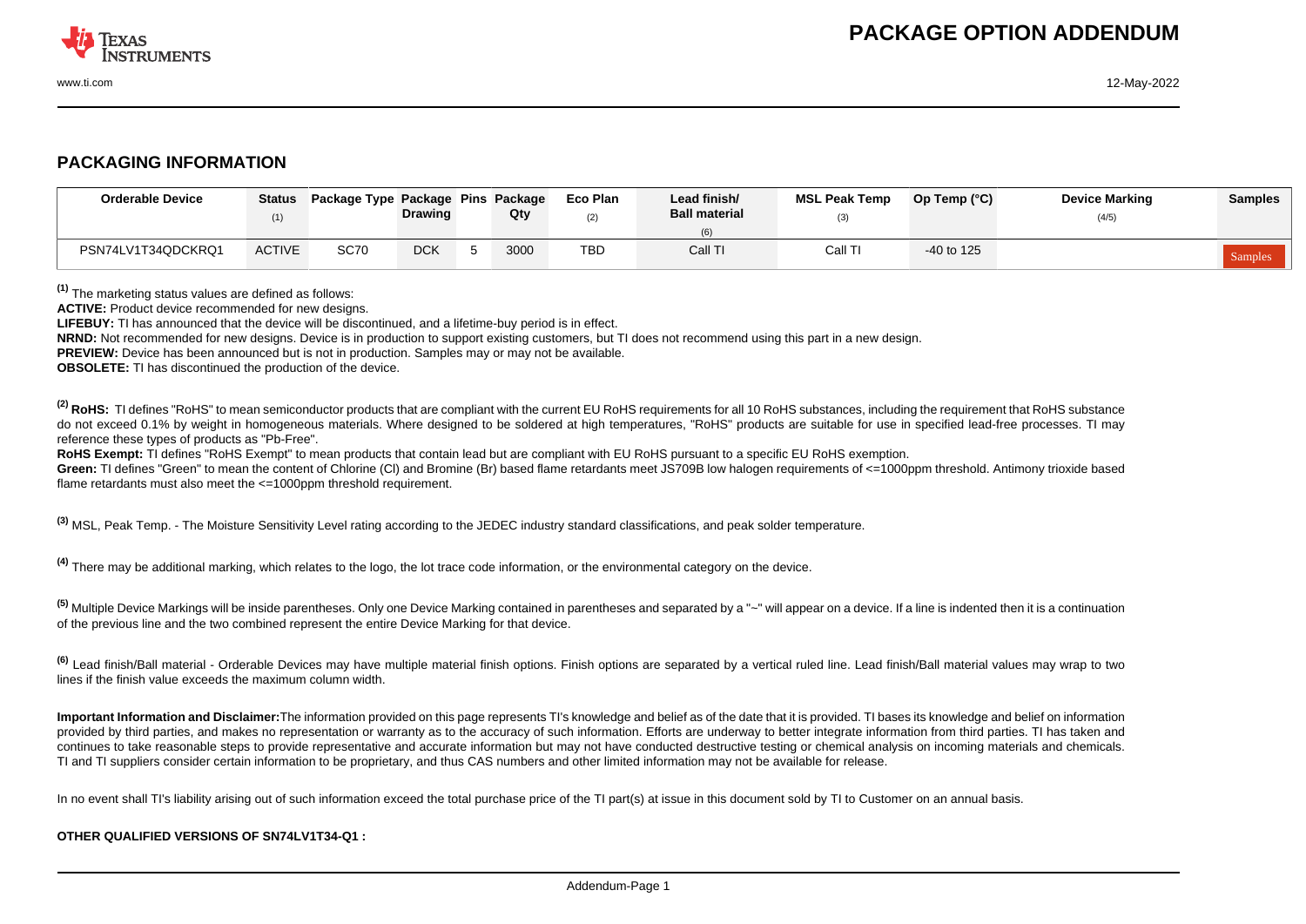# PACKAGE OPTION ADDENDUM

## PACKAGING INFORMATION

| Orderable Device | Status (1) | Package Type | Package Drawing | Pins | Package Qty | Eco Plan (2) | Lead finish/ Ball material (6) | MSL Peak Temp (3) | Op Temp (°C) | Device Marking (4/5) | Samples |
|---|---|---|---|---|---|---|---|---|---|---|---|
| PSN74LV1T34QDCKRQ1 | ACTIVE | SC70 | DCK | 5 | 3000 | TBD | Call TI | Call TI | -40 to 125 | | Samples |

[(1)] The marketing status values are defined as follows:
**ACTIVE:** Product device recommended for new designs.
**LIFEBUY:** TI has announced that the device will be discontinued, and a lifetime-buy period is in effect.
**NRND:** Not recommended for new designs. Device is in production to support existing customers, but TI does not recommend using this part in a new design.
**PREVIEW:** Device has been announced but is not in production. Samples may or may not be available.
**OBSOLETE:** TI has discontinued the production of the device.

[(2)] **RoHS:** TI defines "RoHS" to mean semiconductor products that are compliant with the current EU RoHS requirements for all 10 RoHS substances, including the requirement that RoHS substance do not exceed 0.1% by weight in homogeneous materials. Where designed to be soldered at high temperatures, "RoHS" products are suitable for use in specified lead-free processes. TI may reference these types of products as "Pb-Free".
**RoHS Exempt:** TI defines "RoHS Exempt" to mean products that contain lead but are compliant with EU RoHS pursuant to a specific EU RoHS exemption.
**Green:** TI defines "Green" to mean the content of Chlorine (Cl) and Bromine (Br) based flame retardants meet JS709B low halogen requirements of <=1000ppm threshold. Antimony trioxide based flame retardants must also meet the <=1000ppm threshold requirement.

[(3)] MSL, Peak Temp. - The Moisture Sensitivity Level rating according to the JEDEC industry standard classifications, and peak solder temperature.

[(4)] There may be additional marking, which relates to the logo, the lot trace code information, or the environmental category on the device.

[(5)] Multiple Device Markings will be inside parentheses. Only one Device Marking contained in parentheses and separated by a "~" will appear on a device. If a line is indented then it is a continuation of the previous line and the two combined represent the entire Device Marking for that device.

[(6)] Lead finish/Ball material - Orderable Devices may have multiple material finish options. Finish options are separated by a vertical ruled line. Lead finish/Ball material values may wrap to two lines if the finish value exceeds the maximum column width.

**Important Information and Disclaimer:** The information provided on this page represents TI's knowledge and belief as of the date that it is provided. TI bases its knowledge and belief on information provided by third parties, and makes no representation or warranty as to the accuracy of such information. Efforts are underway to better integrate information from third parties. TI has taken and continues to take reasonable steps to provide representative and accurate information but may not have conducted destructive testing or chemical analysis on incoming materials and chemicals. TI and TI suppliers consider certain information to be proprietary, and thus CAS numbers and other limited information may not be available for release.

In no event shall TI's liability arising out of such information exceed the total purchase price of the TI part(s) at issue in this document sold by TI to Customer on an annual basis.

**OTHER QUALIFIED VERSIONS OF SN74LV1T34-Q1 :**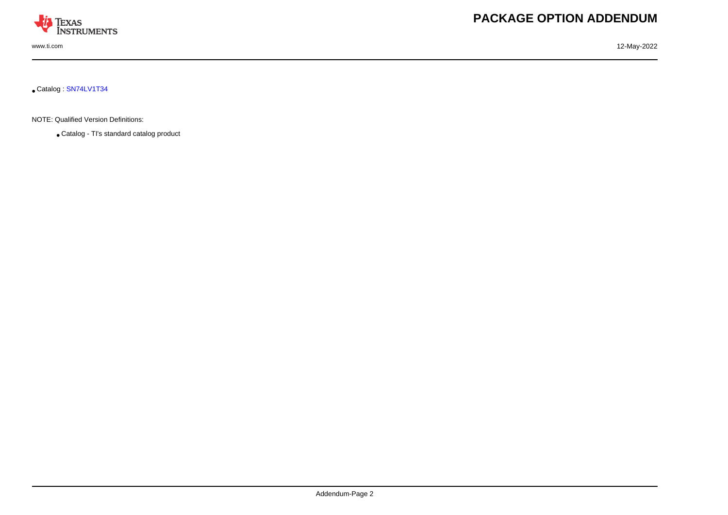- Catalog : SN74LV1T34

NOTE: Qualified Version Definitions:

- Catalog - TI's standard catalog product